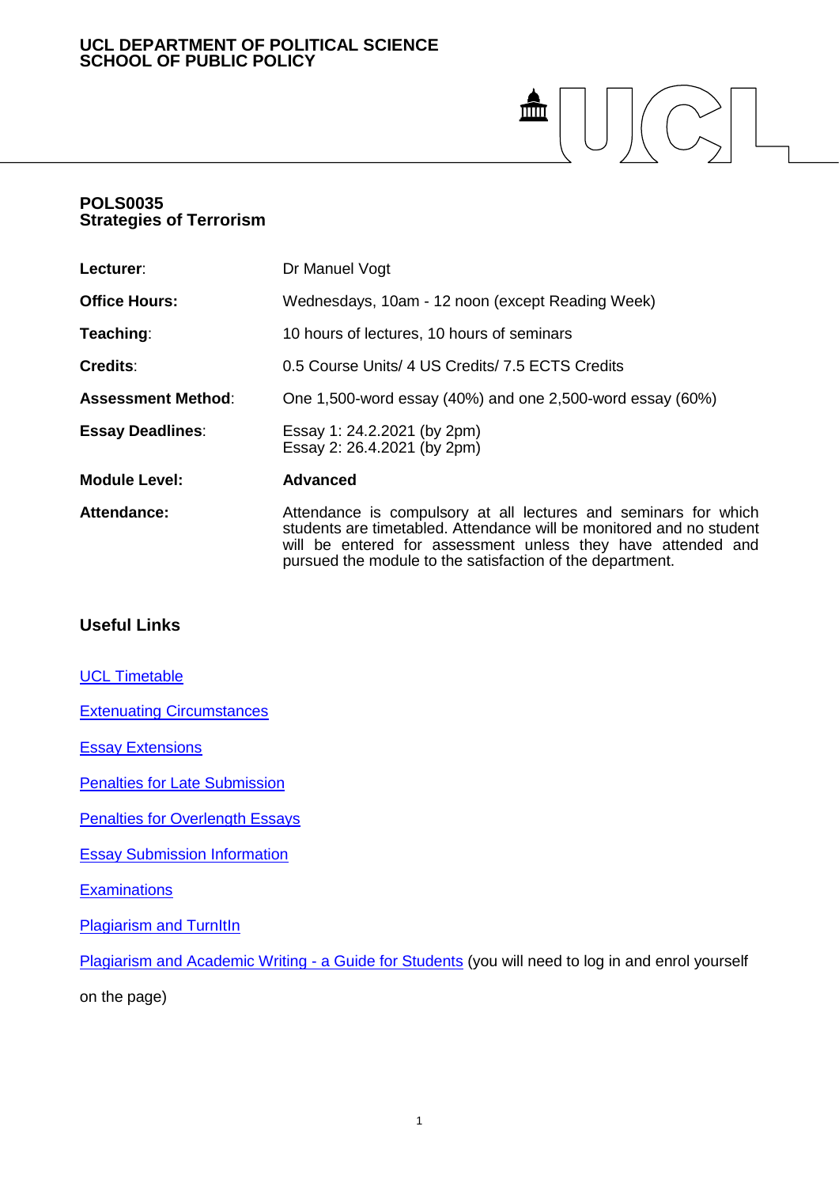**UCL DEPARTMENT OF POLITICAL SCIENCE**
**SCHOOL OF PUBLIC POLICY**

# POLS0035
# Strategies of Terrorism

| | |
|---|---|
| **Lecturer**: | Dr Manuel Vogt |
| **Office Hours:** | Wednesdays, 10am - 12 noon (except Reading Week) |
| **Teaching**: | 10 hours of lectures, 10 hours of seminars |
| **Credits**: | 0.5 Course Units/ 4 US Credits/ 7.5 ECTS Credits |
| **Assessment Method**: | One 1,500-word essay (40%) and one 2,500-word essay (60%) |
| **Essay Deadlines**: | Essay 1: 24.2.2021 (by 2pm)<br>Essay 2: 26.4.2021 (by 2pm) |
| **Module Level:** | **Advanced** |
| **Attendance:** | Attendance is compulsory at all lectures and seminars for which students are timetabled. Attendance will be monitored and no student will be entered for assessment unless they have attended and pursued the module to the satisfaction of the department. |

## Useful Links

UCL Timetable

Extenuating Circumstances

Essay Extensions

Penalties for Late Submission

Penalties for Overlength Essays

Essay Submission Information

Examinations

Plagiarism and TurnItIn

Plagiarism and Academic Writing - a Guide for Students (you will need to log in and enrol yourself on the page)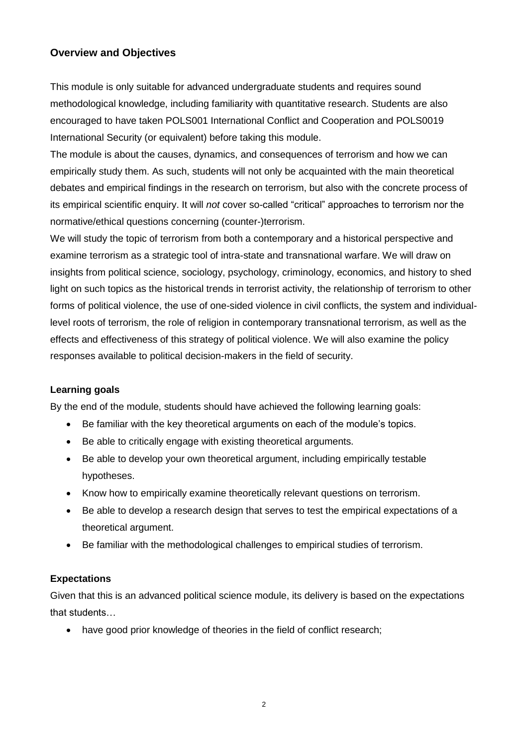## Overview and Objectives

This module is only suitable for advanced undergraduate students and requires sound methodological knowledge, including familiarity with quantitative research. Students are also encouraged to have taken POLS001 International Conflict and Cooperation and POLS0019 International Security (or equivalent) before taking this module.

The module is about the causes, dynamics, and consequences of terrorism and how we can empirically study them. As such, students will not only be acquainted with the main theoretical debates and empirical findings in the research on terrorism, but also with the concrete process of its empirical scientific enquiry. It will *not* cover so-called "critical" approaches to terrorism nor the normative/ethical questions concerning (counter-)terrorism.

We will study the topic of terrorism from both a contemporary and a historical perspective and examine terrorism as a strategic tool of intra-state and transnational warfare. We will draw on insights from political science, sociology, psychology, criminology, economics, and history to shed light on such topics as the historical trends in terrorist activity, the relationship of terrorism to other forms of political violence, the use of one-sided violence in civil conflicts, the system and individual-level roots of terrorism, the role of religion in contemporary transnational terrorism, as well as the effects and effectiveness of this strategy of political violence. We will also examine the policy responses available to political decision-makers in the field of security.

### Learning goals

By the end of the module, students should have achieved the following learning goals:

- Be familiar with the key theoretical arguments on each of the module's topics.
- Be able to critically engage with existing theoretical arguments.
- Be able to develop your own theoretical argument, including empirically testable hypotheses.
- Know how to empirically examine theoretically relevant questions on terrorism.
- Be able to develop a research design that serves to test the empirical expectations of a theoretical argument.
- Be familiar with the methodological challenges to empirical studies of terrorism.

### Expectations

Given that this is an advanced political science module, its delivery is based on the expectations that students…

- have good prior knowledge of theories in the field of conflict research;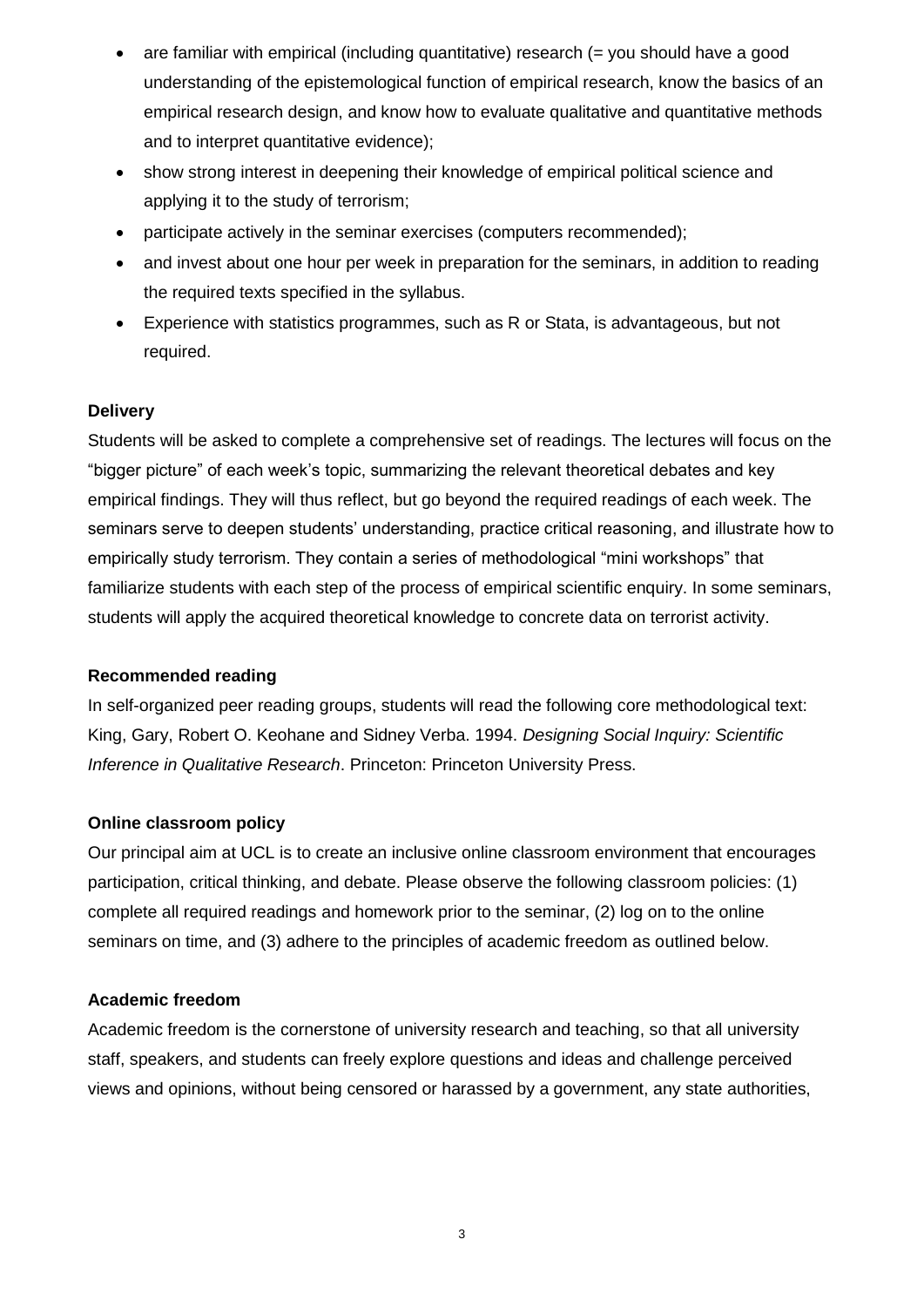- are familiar with empirical (including quantitative) research (= you should have a good understanding of the epistemological function of empirical research, know the basics of an empirical research design, and know how to evaluate qualitative and quantitative methods and to interpret quantitative evidence);
- show strong interest in deepening their knowledge of empirical political science and applying it to the study of terrorism;
- participate actively in the seminar exercises (computers recommended);
- and invest about one hour per week in preparation for the seminars, in addition to reading the required texts specified in the syllabus.
- Experience with statistics programmes, such as R or Stata, is advantageous, but not required.

**Delivery**

Students will be asked to complete a comprehensive set of readings. The lectures will focus on the "bigger picture" of each week's topic, summarizing the relevant theoretical debates and key empirical findings. They will thus reflect, but go beyond the required readings of each week. The seminars serve to deepen students' understanding, practice critical reasoning, and illustrate how to empirically study terrorism. They contain a series of methodological "mini workshops" that familiarize students with each step of the process of empirical scientific enquiry. In some seminars, students will apply the acquired theoretical knowledge to concrete data on terrorist activity.

**Recommended reading**

In self-organized peer reading groups, students will read the following core methodological text: King, Gary, Robert O. Keohane and Sidney Verba. 1994. *Designing Social Inquiry: Scientific Inference in Qualitative Research*. Princeton: Princeton University Press.

**Online classroom policy**

Our principal aim at UCL is to create an inclusive online classroom environment that encourages participation, critical thinking, and debate. Please observe the following classroom policies: (1) complete all required readings and homework prior to the seminar, (2) log on to the online seminars on time, and (3) adhere to the principles of academic freedom as outlined below.

**Academic freedom**

Academic freedom is the cornerstone of university research and teaching, so that all university staff, speakers, and students can freely explore questions and ideas and challenge perceived views and opinions, without being censored or harassed by a government, any state authorities,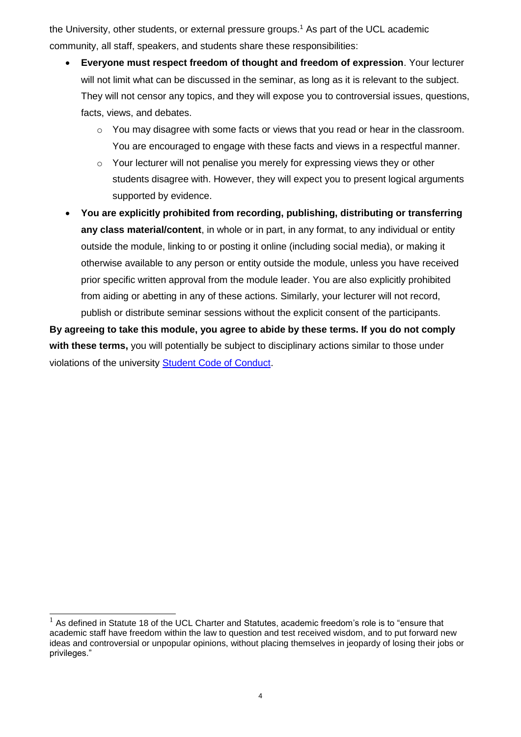the University, other students, or external pressure groups.[1] As part of the UCL academic community, all staff, speakers, and students share these responsibilities:

- **Everyone must respect freedom of thought and freedom of expression**. Your lecturer will not limit what can be discussed in the seminar, as long as it is relevant to the subject. They will not censor any topics, and they will expose you to controversial issues, questions, facts, views, and debates.
  - You may disagree with some facts or views that you read or hear in the classroom. You are encouraged to engage with these facts and views in a respectful manner.
  - Your lecturer will not penalise you merely for expressing views they or other students disagree with. However, they will expect you to present logical arguments supported by evidence.
- **You are explicitly prohibited from recording, publishing, distributing or transferring any class material/content**, in whole or in part, in any format, to any individual or entity outside the module, linking to or posting it online (including social media), or making it otherwise available to any person or entity outside the module, unless you have received prior specific written approval from the module leader. You are also explicitly prohibited from aiding or abetting in any of these actions. Similarly, your lecturer will not record, publish or distribute seminar sessions without the explicit consent of the participants.

**By agreeing to take this module, you agree to abide by these terms. If you do not comply with these terms,** you will potentially be subject to disciplinary actions similar to those under violations of the university [Student Code of Conduct](Student Code of Conduct).

---

[1] As defined in Statute 18 of the UCL Charter and Statutes, academic freedom's role is to "ensure that academic staff have freedom within the law to question and test received wisdom, and to put forward new ideas and controversial or unpopular opinions, without placing themselves in jeopardy of losing their jobs or privileges."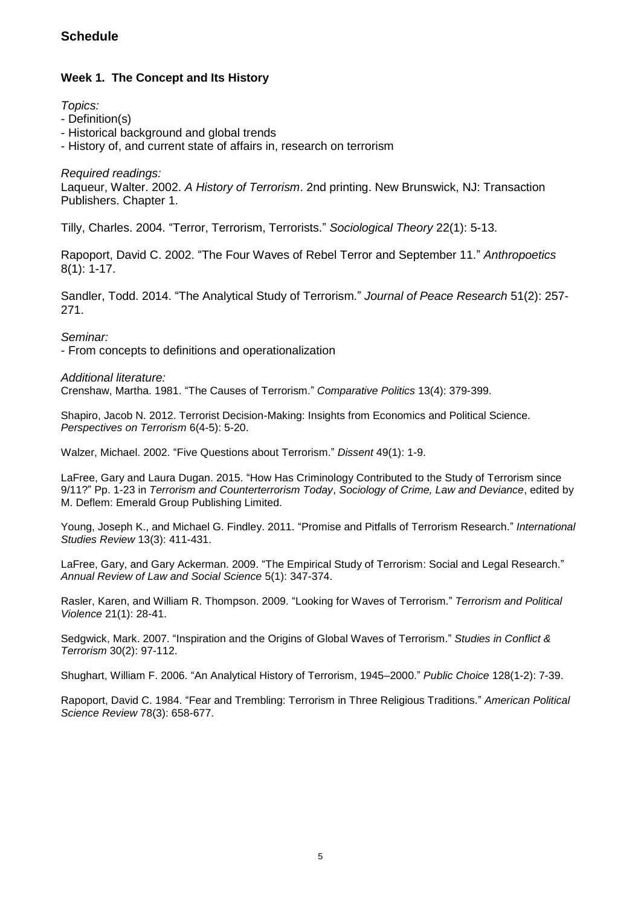## Schedule

### Week 1. The Concept and Its History

*Topics:*

- Definition(s)
- Historical background and global trends
- History of, and current state of affairs in, research on terrorism

*Required readings:*

Laqueur, Walter. 2002. *A History of Terrorism*. 2nd printing. New Brunswick, NJ: Transaction Publishers. Chapter 1.

Tilly, Charles. 2004. "Terror, Terrorism, Terrorists." *Sociological Theory* 22(1): 5-13.

Rapoport, David C. 2002. "The Four Waves of Rebel Terror and September 11." *Anthropoetics* 8(1): 1-17.

Sandler, Todd. 2014. "The Analytical Study of Terrorism." *Journal of Peace Research* 51(2): 257-271.

*Seminar:*

- From concepts to definitions and operationalization

*Additional literature:*

Crenshaw, Martha. 1981. "The Causes of Terrorism." *Comparative Politics* 13(4): 379-399.

Shapiro, Jacob N. 2012. Terrorist Decision-Making: Insights from Economics and Political Science. *Perspectives on Terrorism* 6(4-5): 5-20.

Walzer, Michael. 2002. "Five Questions about Terrorism." *Dissent* 49(1): 1-9.

LaFree, Gary and Laura Dugan. 2015. "How Has Criminology Contributed to the Study of Terrorism since 9/11?" Pp. 1-23 in *Terrorism and Counterterrorism Today*, *Sociology of Crime, Law and Deviance*, edited by M. Deflem: Emerald Group Publishing Limited.

Young, Joseph K., and Michael G. Findley. 2011. "Promise and Pitfalls of Terrorism Research." *International Studies Review* 13(3): 411-431.

LaFree, Gary, and Gary Ackerman. 2009. "The Empirical Study of Terrorism: Social and Legal Research." *Annual Review of Law and Social Science* 5(1): 347-374.

Rasler, Karen, and William R. Thompson. 2009. "Looking for Waves of Terrorism." *Terrorism and Political Violence* 21(1): 28-41.

Sedgwick, Mark. 2007. "Inspiration and the Origins of Global Waves of Terrorism." *Studies in Conflict & Terrorism* 30(2): 97-112.

Shughart, William F. 2006. "An Analytical History of Terrorism, 1945–2000." *Public Choice* 128(1-2): 7-39.

Rapoport, David C. 1984. "Fear and Trembling: Terrorism in Three Religious Traditions." *American Political Science Review* 78(3): 658-677.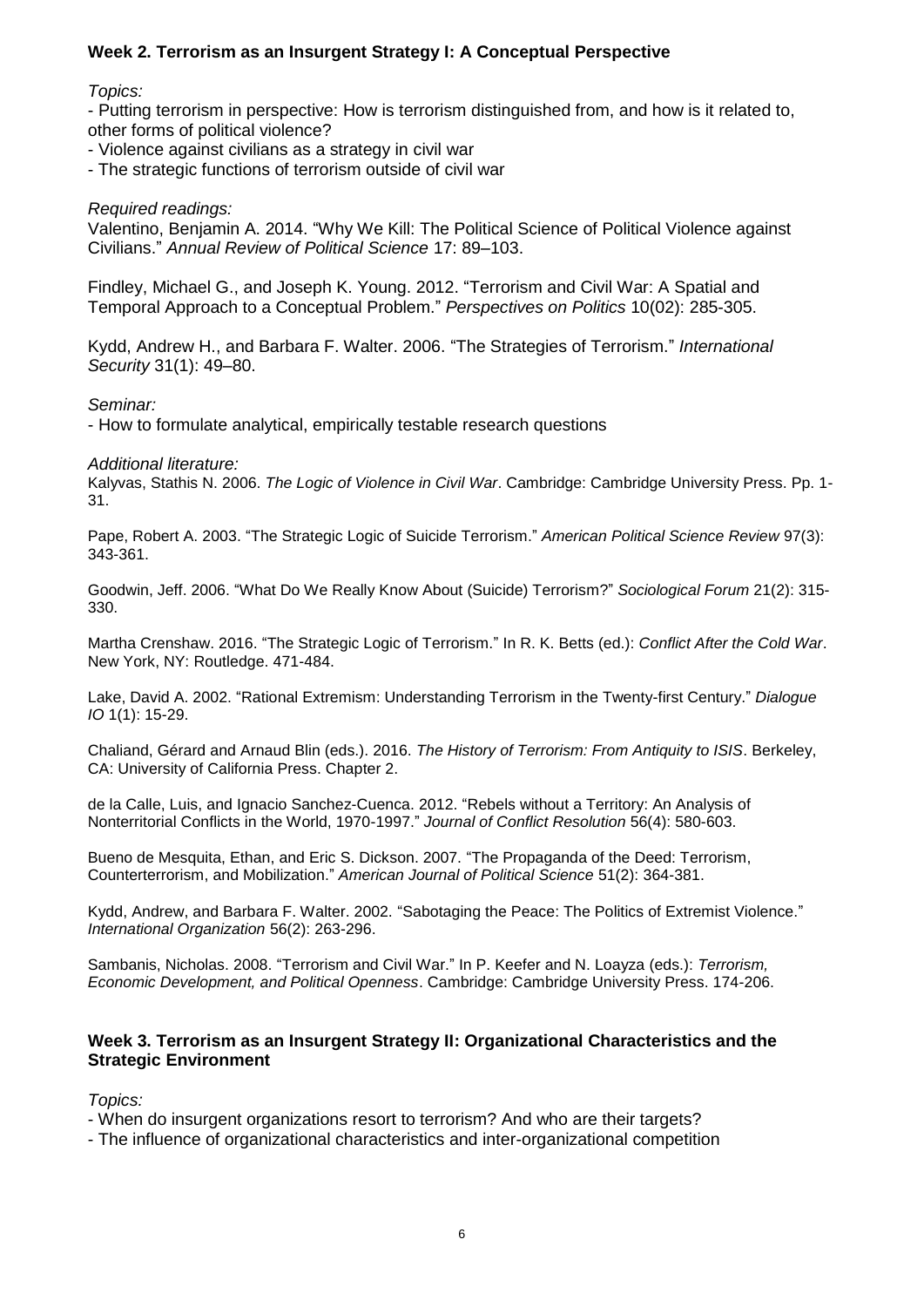### Week 2. Terrorism as an Insurgent Strategy I: A Conceptual Perspective

*Topics:*

- Putting terrorism in perspective: How is terrorism distinguished from, and how is it related to, other forms of political violence?
- Violence against civilians as a strategy in civil war
- The strategic functions of terrorism outside of civil war

*Required readings:*

Valentino, Benjamin A. 2014. "Why We Kill: The Political Science of Political Violence against Civilians." *Annual Review of Political Science* 17: 89–103.

Findley, Michael G., and Joseph K. Young. 2012. "Terrorism and Civil War: A Spatial and Temporal Approach to a Conceptual Problem." *Perspectives on Politics* 10(02): 285-305.

Kydd, Andrew H., and Barbara F. Walter. 2006. "The Strategies of Terrorism." *International Security* 31(1): 49–80.

*Seminar:*

- How to formulate analytical, empirically testable research questions

*Additional literature:*

Kalyvas, Stathis N. 2006. *The Logic of Violence in Civil War*. Cambridge: Cambridge University Press. Pp. 1-31.

Pape, Robert A. 2003. "The Strategic Logic of Suicide Terrorism." *American Political Science Review* 97(3): 343-361.

Goodwin, Jeff. 2006. "What Do We Really Know About (Suicide) Terrorism?" *Sociological Forum* 21(2): 315-330.

Martha Crenshaw. 2016. "The Strategic Logic of Terrorism." In R. K. Betts (ed.): *Conflict After the Cold War*. New York, NY: Routledge. 471-484.

Lake, David A. 2002. "Rational Extremism: Understanding Terrorism in the Twenty-first Century." *Dialogue IO* 1(1): 15-29.

Chaliand, Gérard and Arnaud Blin (eds.). 2016. *The History of Terrorism: From Antiquity to ISIS*. Berkeley, CA: University of California Press. Chapter 2.

de la Calle, Luis, and Ignacio Sanchez-Cuenca. 2012. "Rebels without a Territory: An Analysis of Nonterritorial Conflicts in the World, 1970-1997." *Journal of Conflict Resolution* 56(4): 580-603.

Bueno de Mesquita, Ethan, and Eric S. Dickson. 2007. "The Propaganda of the Deed: Terrorism, Counterterrorism, and Mobilization." *American Journal of Political Science* 51(2): 364-381.

Kydd, Andrew, and Barbara F. Walter. 2002. "Sabotaging the Peace: The Politics of Extremist Violence." *International Organization* 56(2): 263-296.

Sambanis, Nicholas. 2008. "Terrorism and Civil War." In P. Keefer and N. Loayza (eds.): *Terrorism, Economic Development, and Political Openness*. Cambridge: Cambridge University Press. 174-206.

### Week 3. Terrorism as an Insurgent Strategy II: Organizational Characteristics and the Strategic Environment

*Topics:*

- When do insurgent organizations resort to terrorism? And who are their targets?
- The influence of organizational characteristics and inter-organizational competition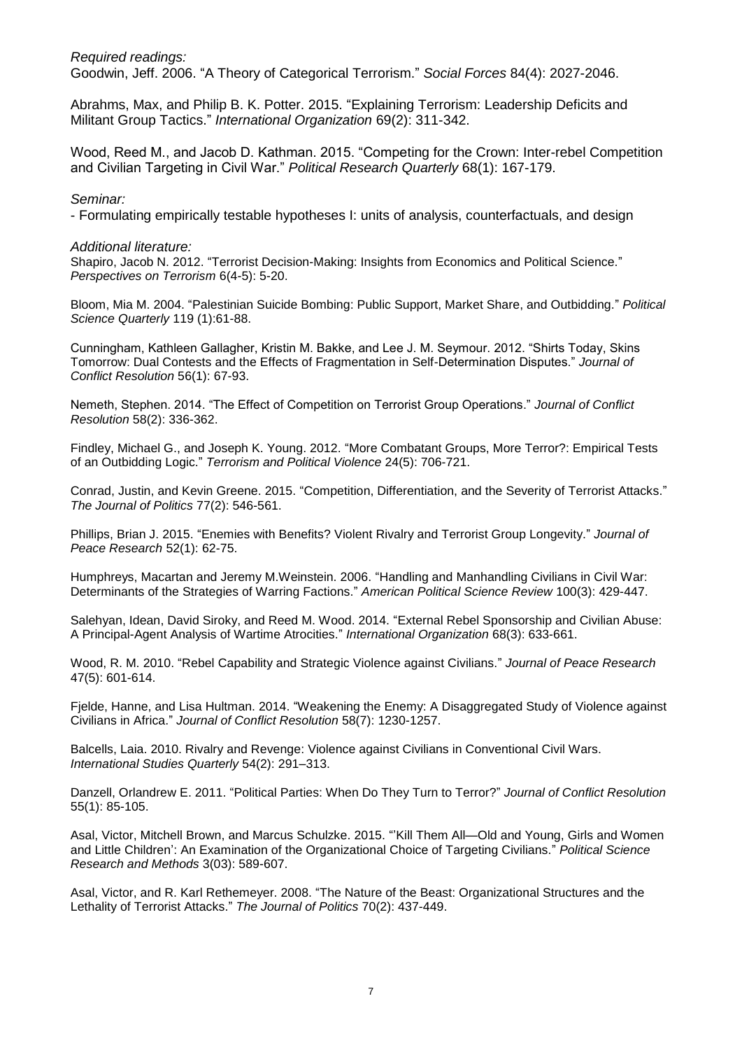*Required readings:*
Goodwin, Jeff. 2006. "A Theory of Categorical Terrorism." *Social Forces* 84(4): 2027-2046.

Abrahms, Max, and Philip B. K. Potter. 2015. "Explaining Terrorism: Leadership Deficits and Militant Group Tactics." *International Organization* 69(2): 311-342.

Wood, Reed M., and Jacob D. Kathman. 2015. "Competing for the Crown: Inter-rebel Competition and Civilian Targeting in Civil War." *Political Research Quarterly* 68(1): 167-179.

*Seminar:*
- Formulating empirically testable hypotheses I: units of analysis, counterfactuals, and design

*Additional literature:*
Shapiro, Jacob N. 2012. "Terrorist Decision-Making: Insights from Economics and Political Science." *Perspectives on Terrorism* 6(4-5): 5-20.

Bloom, Mia M. 2004. "Palestinian Suicide Bombing: Public Support, Market Share, and Outbidding." *Political Science Quarterly* 119 (1):61-88.

Cunningham, Kathleen Gallagher, Kristin M. Bakke, and Lee J. M. Seymour. 2012. "Shirts Today, Skins Tomorrow: Dual Contests and the Effects of Fragmentation in Self-Determination Disputes." *Journal of Conflict Resolution* 56(1): 67-93.

Nemeth, Stephen. 2014. "The Effect of Competition on Terrorist Group Operations." *Journal of Conflict Resolution* 58(2): 336-362.

Findley, Michael G., and Joseph K. Young. 2012. "More Combatant Groups, More Terror?: Empirical Tests of an Outbidding Logic." *Terrorism and Political Violence* 24(5): 706-721.

Conrad, Justin, and Kevin Greene. 2015. "Competition, Differentiation, and the Severity of Terrorist Attacks." *The Journal of Politics* 77(2): 546-561.

Phillips, Brian J. 2015. "Enemies with Benefits? Violent Rivalry and Terrorist Group Longevity." *Journal of Peace Research* 52(1): 62-75.

Humphreys, Macartan and Jeremy M.Weinstein. 2006. "Handling and Manhandling Civilians in Civil War: Determinants of the Strategies of Warring Factions." *American Political Science Review* 100(3): 429-447.

Salehyan, Idean, David Siroky, and Reed M. Wood. 2014. "External Rebel Sponsorship and Civilian Abuse: A Principal-Agent Analysis of Wartime Atrocities." *International Organization* 68(3): 633-661.

Wood, R. M. 2010. "Rebel Capability and Strategic Violence against Civilians." *Journal of Peace Research* 47(5): 601-614.

Fjelde, Hanne, and Lisa Hultman. 2014. "Weakening the Enemy: A Disaggregated Study of Violence against Civilians in Africa." *Journal of Conflict Resolution* 58(7): 1230-1257.

Balcells, Laia. 2010. Rivalry and Revenge: Violence against Civilians in Conventional Civil Wars. *International Studies Quarterly* 54(2): 291–313.

Danzell, Orlandrew E. 2011. "Political Parties: When Do They Turn to Terror?" *Journal of Conflict Resolution* 55(1): 85-105.

Asal, Victor, Mitchell Brown, and Marcus Schulzke. 2015. "'Kill Them All—Old and Young, Girls and Women and Little Children': An Examination of the Organizational Choice of Targeting Civilians." *Political Science Research and Methods* 3(03): 589-607.

Asal, Victor, and R. Karl Rethemeyer. 2008. "The Nature of the Beast: Organizational Structures and the Lethality of Terrorist Attacks." *The Journal of Politics* 70(2): 437-449.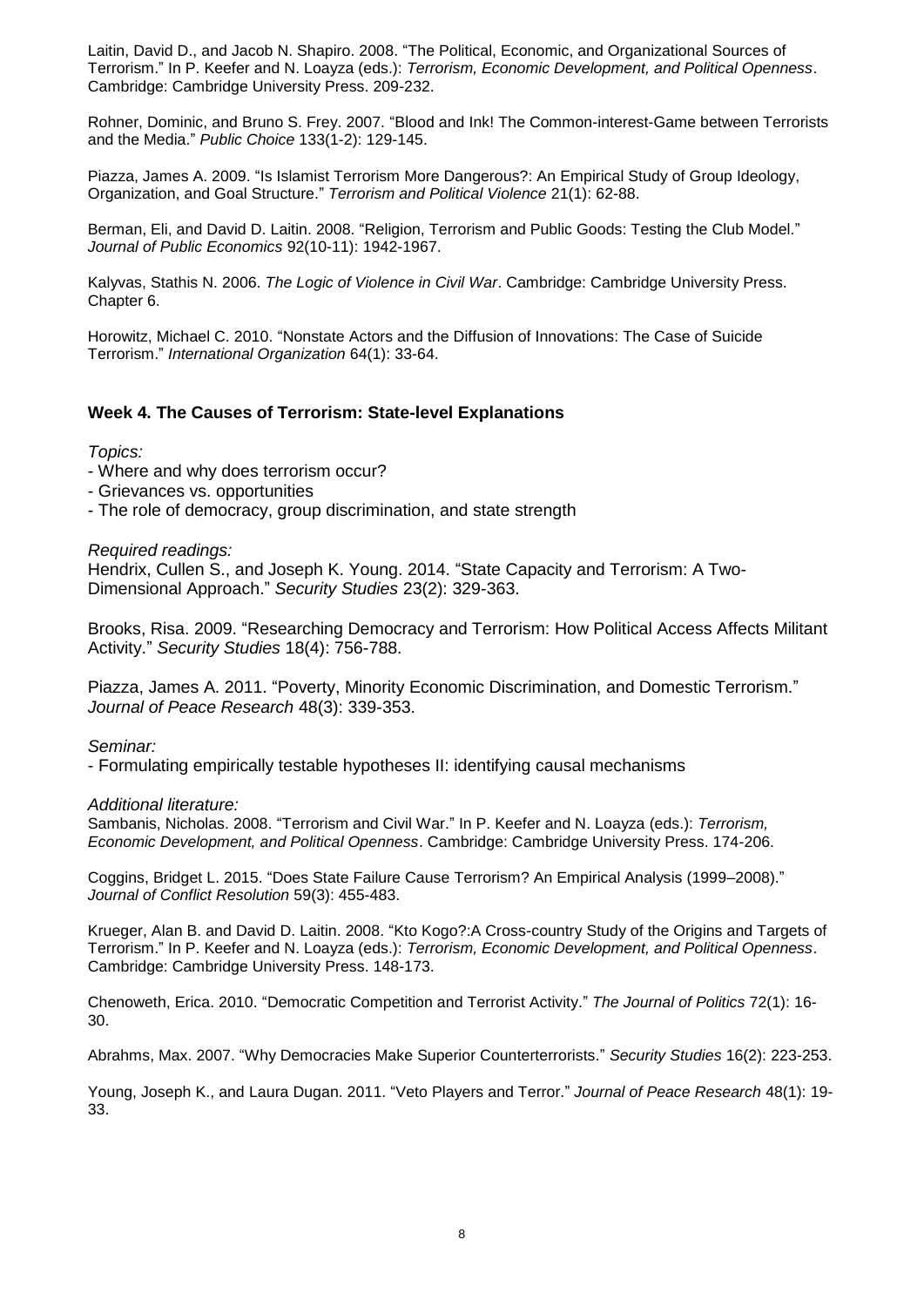Laitin, David D., and Jacob N. Shapiro. 2008. "The Political, Economic, and Organizational Sources of Terrorism." In P. Keefer and N. Loayza (eds.): *Terrorism, Economic Development, and Political Openness*. Cambridge: Cambridge University Press. 209-232.

Rohner, Dominic, and Bruno S. Frey. 2007. "Blood and Ink! The Common-interest-Game between Terrorists and the Media." *Public Choice* 133(1-2): 129-145.

Piazza, James A. 2009. "Is Islamist Terrorism More Dangerous?: An Empirical Study of Group Ideology, Organization, and Goal Structure." *Terrorism and Political Violence* 21(1): 62-88.

Berman, Eli, and David D. Laitin. 2008. "Religion, Terrorism and Public Goods: Testing the Club Model." *Journal of Public Economics* 92(10-11): 1942-1967.

Kalyvas, Stathis N. 2006. *The Logic of Violence in Civil War*. Cambridge: Cambridge University Press. Chapter 6.

Horowitz, Michael C. 2010. "Nonstate Actors and the Diffusion of Innovations: The Case of Suicide Terrorism." *International Organization* 64(1): 33-64.

### Week 4. The Causes of Terrorism: State-level Explanations

*Topics:*

- Where and why does terrorism occur?
- Grievances vs. opportunities
- The role of democracy, group discrimination, and state strength

*Required readings:*

Hendrix, Cullen S., and Joseph K. Young. 2014. "State Capacity and Terrorism: A Two-Dimensional Approach." *Security Studies* 23(2): 329-363.

Brooks, Risa. 2009. "Researching Democracy and Terrorism: How Political Access Affects Militant Activity." *Security Studies* 18(4): 756-788.

Piazza, James A. 2011. "Poverty, Minority Economic Discrimination, and Domestic Terrorism." *Journal of Peace Research* 48(3): 339-353.

*Seminar:*

- Formulating empirically testable hypotheses II: identifying causal mechanisms

*Additional literature:*

Sambanis, Nicholas. 2008. "Terrorism and Civil War." In P. Keefer and N. Loayza (eds.): *Terrorism, Economic Development, and Political Openness*. Cambridge: Cambridge University Press. 174-206.

Coggins, Bridget L. 2015. "Does State Failure Cause Terrorism? An Empirical Analysis (1999–2008)." *Journal of Conflict Resolution* 59(3): 455-483.

Krueger, Alan B. and David D. Laitin. 2008. "Kto Kogo?:A Cross-country Study of the Origins and Targets of Terrorism." In P. Keefer and N. Loayza (eds.): *Terrorism, Economic Development, and Political Openness*. Cambridge: Cambridge University Press. 148-173.

Chenoweth, Erica. 2010. "Democratic Competition and Terrorist Activity." *The Journal of Politics* 72(1): 16-30.

Abrahms, Max. 2007. "Why Democracies Make Superior Counterterrorists." *Security Studies* 16(2): 223-253.

Young, Joseph K., and Laura Dugan. 2011. "Veto Players and Terror." *Journal of Peace Research* 48(1): 19-33.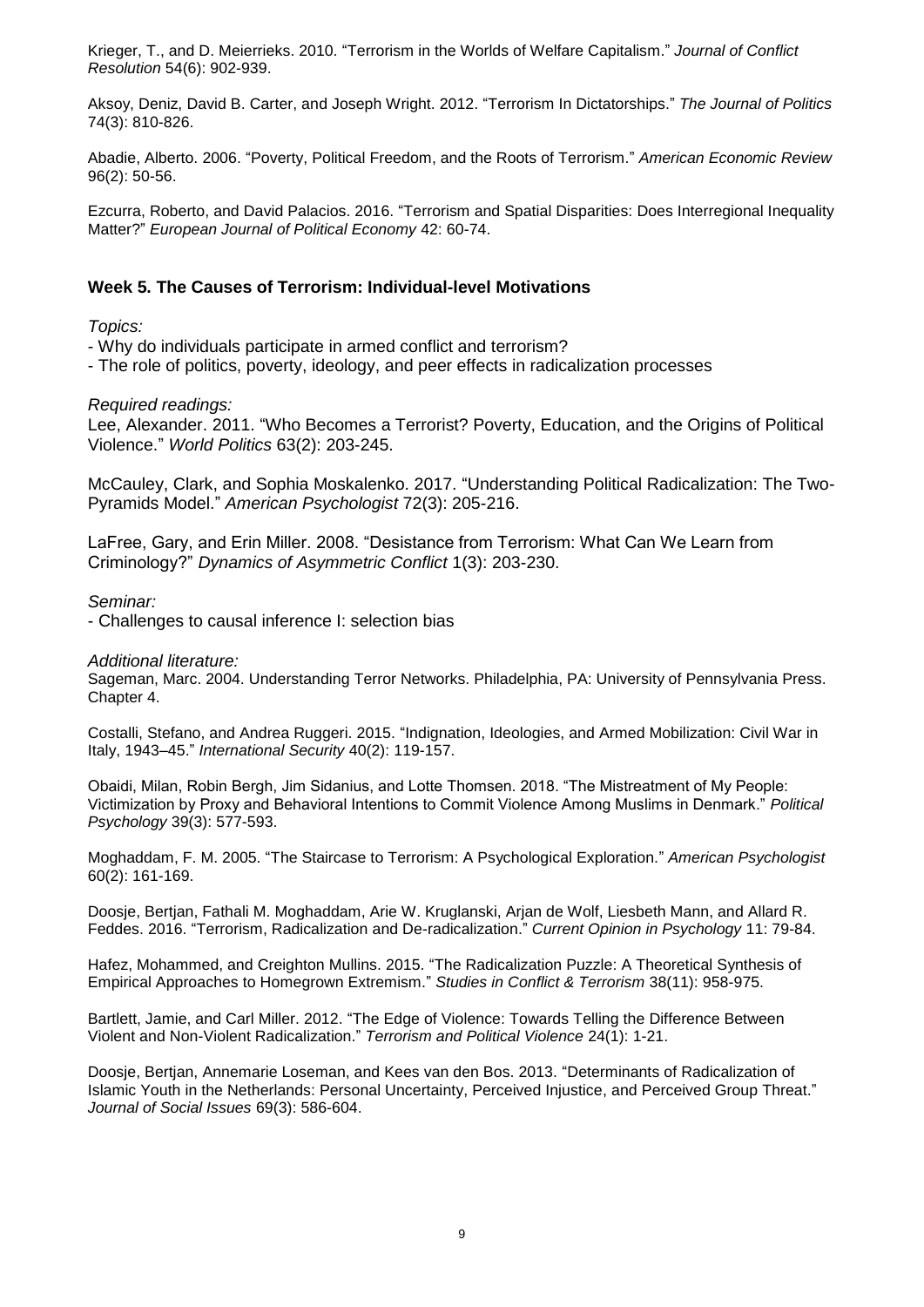Krieger, T., and D. Meierrieks. 2010. “Terrorism in the Worlds of Welfare Capitalism.” *Journal of Conflict Resolution* 54(6): 902-939.

Aksoy, Deniz, David B. Carter, and Joseph Wright. 2012. “Terrorism In Dictatorships.” *The Journal of Politics* 74(3): 810-826.

Abadie, Alberto. 2006. “Poverty, Political Freedom, and the Roots of Terrorism.” *American Economic Review* 96(2): 50-56.

Ezcurra, Roberto, and David Palacios. 2016. “Terrorism and Spatial Disparities: Does Interregional Inequality Matter?” *European Journal of Political Economy* 42: 60-74.

### Week 5. The Causes of Terrorism: Individual-level Motivations

*Topics:*

- Why do individuals participate in armed conflict and terrorism?
- The role of politics, poverty, ideology, and peer effects in radicalization processes

*Required readings:*

Lee, Alexander. 2011. “Who Becomes a Terrorist? Poverty, Education, and the Origins of Political Violence.” *World Politics* 63(2): 203-245.

McCauley, Clark, and Sophia Moskalenko. 2017. “Understanding Political Radicalization: The Two-Pyramids Model.” *American Psychologist* 72(3): 205-216.

LaFree, Gary, and Erin Miller. 2008. “Desistance from Terrorism: What Can We Learn from Criminology?” *Dynamics of Asymmetric Conflict* 1(3): 203-230.

*Seminar:*

- Challenges to causal inference I: selection bias

*Additional literature:*

Sageman, Marc. 2004. Understanding Terror Networks. Philadelphia, PA: University of Pennsylvania Press. Chapter 4.

Costalli, Stefano, and Andrea Ruggeri. 2015. “Indignation, Ideologies, and Armed Mobilization: Civil War in Italy, 1943–45.” *International Security* 40(2): 119-157.

Obaidi, Milan, Robin Bergh, Jim Sidanius, and Lotte Thomsen. 2018. “The Mistreatment of My People: Victimization by Proxy and Behavioral Intentions to Commit Violence Among Muslims in Denmark.” *Political Psychology* 39(3): 577-593.

Moghaddam, F. M. 2005. “The Staircase to Terrorism: A Psychological Exploration.” *American Psychologist* 60(2): 161-169.

Doosje, Bertjan, Fathali M. Moghaddam, Arie W. Kruglanski, Arjan de Wolf, Liesbeth Mann, and Allard R. Feddes. 2016. “Terrorism, Radicalization and De-radicalization.” *Current Opinion in Psychology* 11: 79-84.

Hafez, Mohammed, and Creighton Mullins. 2015. “The Radicalization Puzzle: A Theoretical Synthesis of Empirical Approaches to Homegrown Extremism.” *Studies in Conflict & Terrorism* 38(11): 958-975.

Bartlett, Jamie, and Carl Miller. 2012. “The Edge of Violence: Towards Telling the Difference Between Violent and Non-Violent Radicalization.” *Terrorism and Political Violence* 24(1): 1-21.

Doosje, Bertjan, Annemarie Loseman, and Kees van den Bos. 2013. “Determinants of Radicalization of Islamic Youth in the Netherlands: Personal Uncertainty, Perceived Injustice, and Perceived Group Threat.” *Journal of Social Issues* 69(3): 586-604.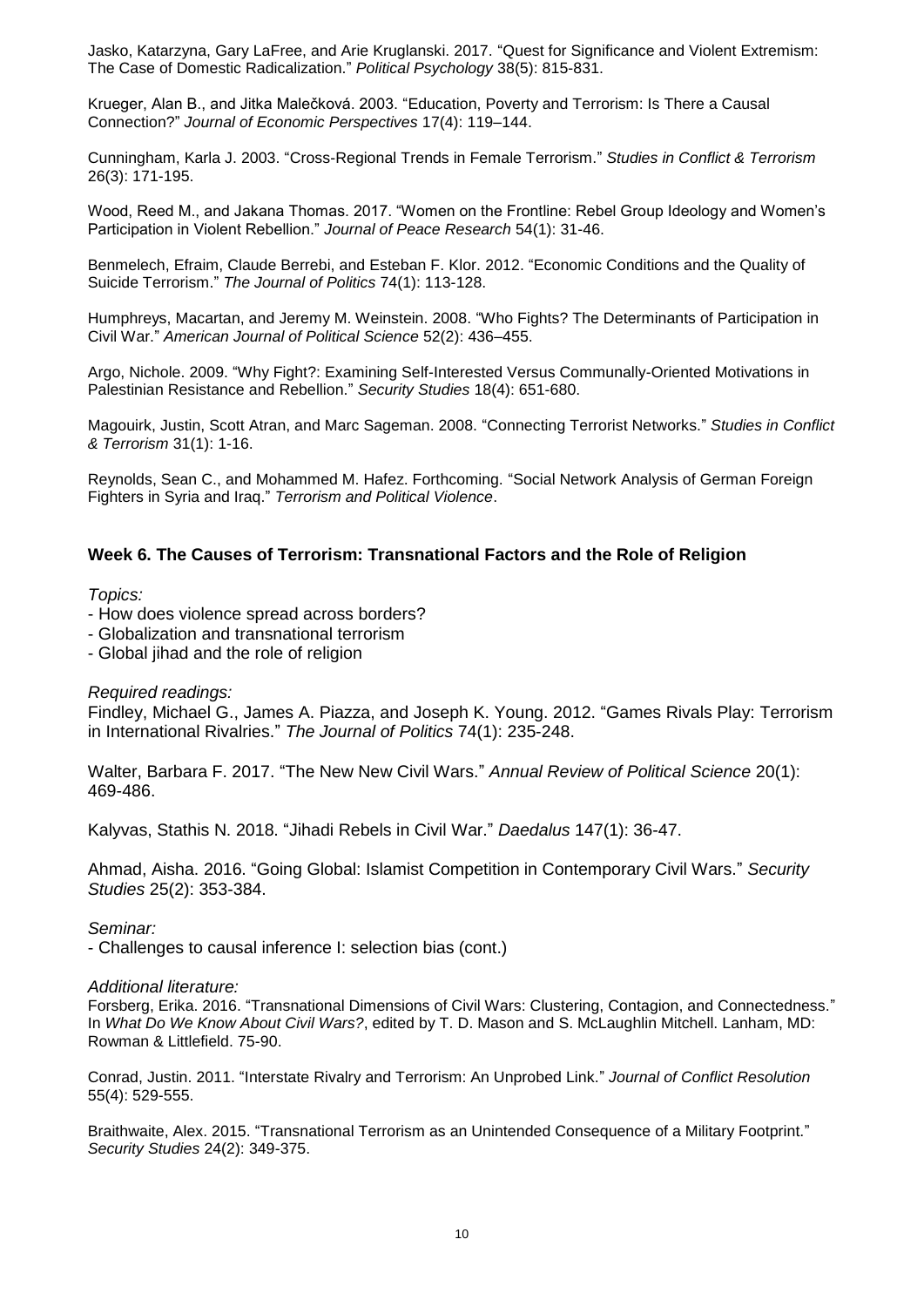Jasko, Katarzyna, Gary LaFree, and Arie Kruglanski. 2017. "Quest for Significance and Violent Extremism: The Case of Domestic Radicalization." *Political Psychology* 38(5): 815-831.

Krueger, Alan B., and Jitka Malečková. 2003. "Education, Poverty and Terrorism: Is There a Causal Connection?" *Journal of Economic Perspectives* 17(4): 119–144.

Cunningham, Karla J. 2003. "Cross-Regional Trends in Female Terrorism." *Studies in Conflict & Terrorism* 26(3): 171-195.

Wood, Reed M., and Jakana Thomas. 2017. "Women on the Frontline: Rebel Group Ideology and Women's Participation in Violent Rebellion." *Journal of Peace Research* 54(1): 31-46.

Benmelech, Efraim, Claude Berrebi, and Esteban F. Klor. 2012. "Economic Conditions and the Quality of Suicide Terrorism." *The Journal of Politics* 74(1): 113-128.

Humphreys, Macartan, and Jeremy M. Weinstein. 2008. "Who Fights? The Determinants of Participation in Civil War." *American Journal of Political Science* 52(2): 436–455.

Argo, Nichole. 2009. "Why Fight?: Examining Self-Interested Versus Communally-Oriented Motivations in Palestinian Resistance and Rebellion." *Security Studies* 18(4): 651-680.

Magouirk, Justin, Scott Atran, and Marc Sageman. 2008. "Connecting Terrorist Networks." *Studies in Conflict & Terrorism* 31(1): 1-16.

Reynolds, Sean C., and Mohammed M. Hafez. Forthcoming. "Social Network Analysis of German Foreign Fighters in Syria and Iraq." *Terrorism and Political Violence*.

### Week 6. The Causes of Terrorism: Transnational Factors and the Role of Religion

*Topics:*

- How does violence spread across borders?
- Globalization and transnational terrorism
- Global jihad and the role of religion

*Required readings:*

Findley, Michael G., James A. Piazza, and Joseph K. Young. 2012. "Games Rivals Play: Terrorism in International Rivalries." *The Journal of Politics* 74(1): 235-248.

Walter, Barbara F. 2017. "The New New Civil Wars." *Annual Review of Political Science* 20(1): 469-486.

Kalyvas, Stathis N. 2018. "Jihadi Rebels in Civil War." *Daedalus* 147(1): 36-47.

Ahmad, Aisha. 2016. "Going Global: Islamist Competition in Contemporary Civil Wars." *Security Studies* 25(2): 353-384.

*Seminar:*

- Challenges to causal inference I: selection bias (cont.)

*Additional literature:*

Forsberg, Erika. 2016. "Transnational Dimensions of Civil Wars: Clustering, Contagion, and Connectedness." In *What Do We Know About Civil Wars?*, edited by T. D. Mason and S. McLaughlin Mitchell. Lanham, MD: Rowman & Littlefield. 75-90.

Conrad, Justin. 2011. "Interstate Rivalry and Terrorism: An Unprobed Link." *Journal of Conflict Resolution* 55(4): 529-555.

Braithwaite, Alex. 2015. "Transnational Terrorism as an Unintended Consequence of a Military Footprint." *Security Studies* 24(2): 349-375.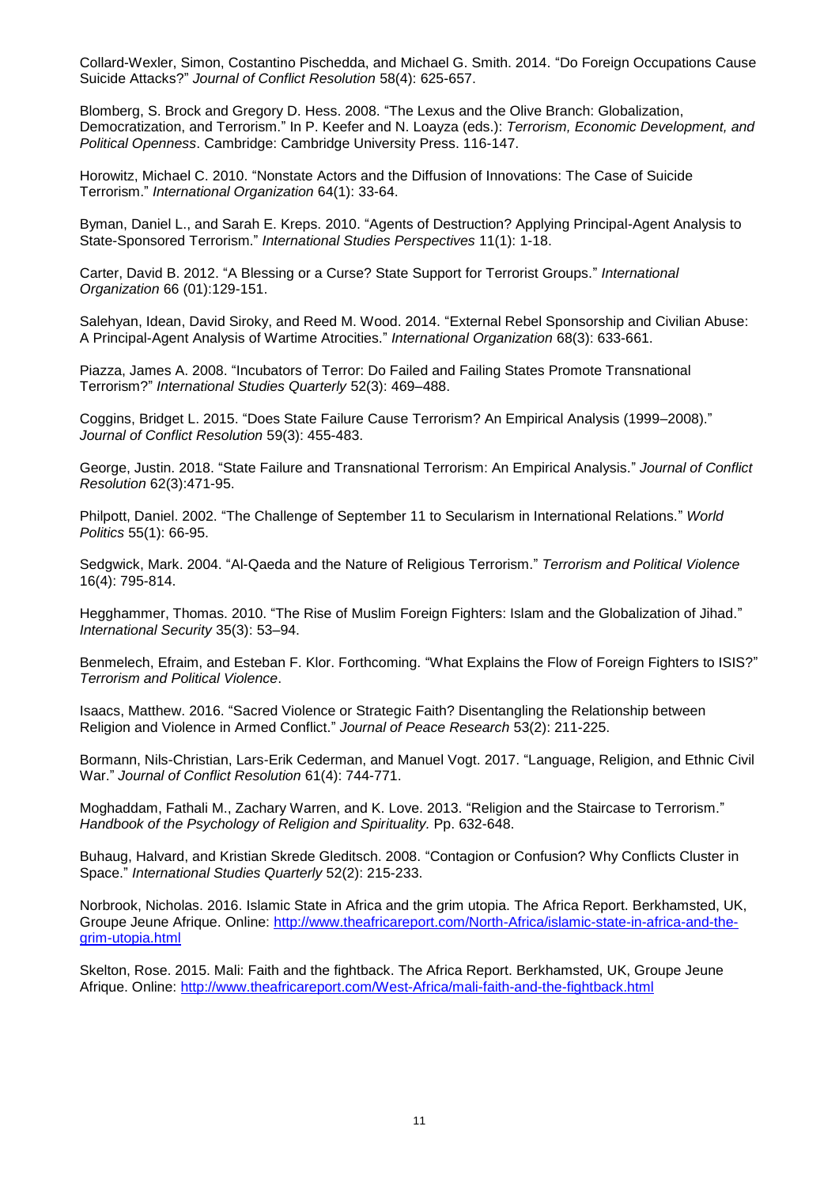Collard-Wexler, Simon, Costantino Pischedda, and Michael G. Smith. 2014. “Do Foreign Occupations Cause Suicide Attacks?” *Journal of Conflict Resolution* 58(4): 625-657.

Blomberg, S. Brock and Gregory D. Hess. 2008. “The Lexus and the Olive Branch: Globalization, Democratization, and Terrorism.” In P. Keefer and N. Loayza (eds.): *Terrorism, Economic Development, and Political Openness*. Cambridge: Cambridge University Press. 116-147.

Horowitz, Michael C. 2010. “Nonstate Actors and the Diffusion of Innovations: The Case of Suicide Terrorism.” *International Organization* 64(1): 33-64.

Byman, Daniel L., and Sarah E. Kreps. 2010. “Agents of Destruction? Applying Principal-Agent Analysis to State-Sponsored Terrorism.” *International Studies Perspectives* 11(1): 1-18.

Carter, David B. 2012. “A Blessing or a Curse? State Support for Terrorist Groups.” *International Organization* 66 (01):129-151.

Salehyan, Idean, David Siroky, and Reed M. Wood. 2014. “External Rebel Sponsorship and Civilian Abuse: A Principal-Agent Analysis of Wartime Atrocities.” *International Organization* 68(3): 633-661.

Piazza, James A. 2008. “Incubators of Terror: Do Failed and Failing States Promote Transnational Terrorism?” *International Studies Quarterly* 52(3): 469–488.

Coggins, Bridget L. 2015. “Does State Failure Cause Terrorism? An Empirical Analysis (1999–2008).” *Journal of Conflict Resolution* 59(3): 455-483.

George, Justin. 2018. “State Failure and Transnational Terrorism: An Empirical Analysis.” *Journal of Conflict Resolution* 62(3):471-95.

Philpott, Daniel. 2002. “The Challenge of September 11 to Secularism in International Relations.” *World Politics* 55(1): 66-95.

Sedgwick, Mark. 2004. “Al-Qaeda and the Nature of Religious Terrorism.” *Terrorism and Political Violence* 16(4): 795-814.

Hegghammer, Thomas. 2010. “The Rise of Muslim Foreign Fighters: Islam and the Globalization of Jihad.” *International Security* 35(3): 53–94.

Benmelech, Efraim, and Esteban F. Klor. Forthcoming. “What Explains the Flow of Foreign Fighters to ISIS?” *Terrorism and Political Violence*.

Isaacs, Matthew. 2016. “Sacred Violence or Strategic Faith? Disentangling the Relationship between Religion and Violence in Armed Conflict.” *Journal of Peace Research* 53(2): 211-225.

Bormann, Nils-Christian, Lars-Erik Cederman, and Manuel Vogt. 2017. “Language, Religion, and Ethnic Civil War.” *Journal of Conflict Resolution* 61(4): 744-771.

Moghaddam, Fathali M., Zachary Warren, and K. Love. 2013. “Religion and the Staircase to Terrorism.” *Handbook of the Psychology of Religion and Spirituality.* Pp. 632-648.

Buhaug, Halvard, and Kristian Skrede Gleditsch. 2008. “Contagion or Confusion? Why Conflicts Cluster in Space.” *International Studies Quarterly* 52(2): 215-233.

Norbrook, Nicholas. 2016. Islamic State in Africa and the grim utopia. The Africa Report. Berkhamsted, UK, Groupe Jeune Afrique. Online: http://www.theafricareport.com/North-Africa/islamic-state-in-africa-and-the-grim-utopia.html

Skelton, Rose. 2015. Mali: Faith and the fightback. The Africa Report. Berkhamsted, UK, Groupe Jeune Afrique. Online: http://www.theafricareport.com/West-Africa/mali-faith-and-the-fightback.html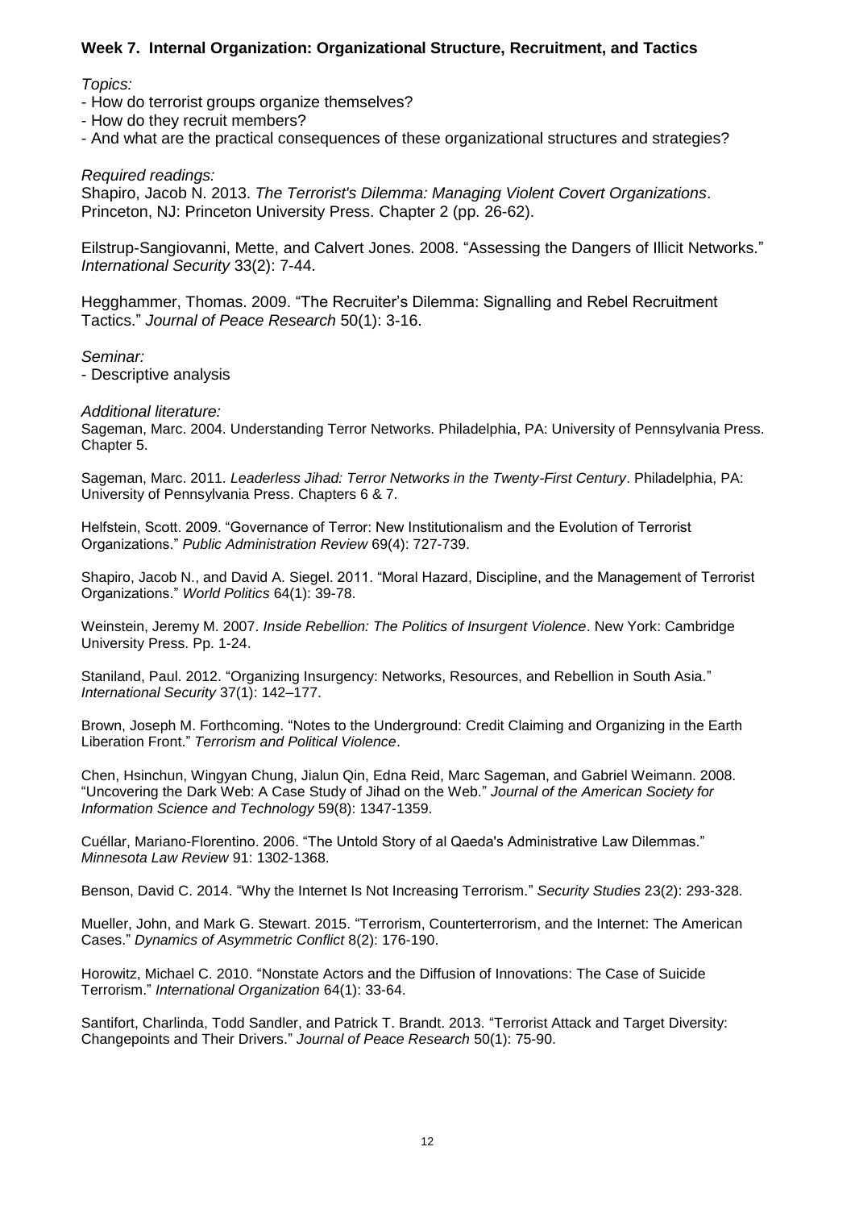### Week 7. Internal Organization: Organizational Structure, Recruitment, and Tactics

*Topics:*

- How do terrorist groups organize themselves?
- How do they recruit members?
- And what are the practical consequences of these organizational structures and strategies?

*Required readings:*

Shapiro, Jacob N. 2013. *The Terrorist's Dilemma: Managing Violent Covert Organizations*. Princeton, NJ: Princeton University Press. Chapter 2 (pp. 26-62).

Eilstrup-Sangiovanni, Mette, and Calvert Jones. 2008. "Assessing the Dangers of Illicit Networks." *International Security* 33(2): 7-44.

Hegghammer, Thomas. 2009. "The Recruiter's Dilemma: Signalling and Rebel Recruitment Tactics." *Journal of Peace Research* 50(1): 3-16.

*Seminar:*

- Descriptive analysis

*Additional literature:*

Sageman, Marc. 2004. Understanding Terror Networks. Philadelphia, PA: University of Pennsylvania Press. Chapter 5.

Sageman, Marc. 2011. *Leaderless Jihad: Terror Networks in the Twenty-First Century*. Philadelphia, PA: University of Pennsylvania Press. Chapters 6 & 7.

Helfstein, Scott. 2009. "Governance of Terror: New Institutionalism and the Evolution of Terrorist Organizations." *Public Administration Review* 69(4): 727-739.

Shapiro, Jacob N., and David A. Siegel. 2011. "Moral Hazard, Discipline, and the Management of Terrorist Organizations." *World Politics* 64(1): 39-78.

Weinstein, Jeremy M. 2007. *Inside Rebellion: The Politics of Insurgent Violence*. New York: Cambridge University Press. Pp. 1-24.

Staniland, Paul. 2012. "Organizing Insurgency: Networks, Resources, and Rebellion in South Asia." *International Security* 37(1): 142–177.

Brown, Joseph M. Forthcoming. "Notes to the Underground: Credit Claiming and Organizing in the Earth Liberation Front." *Terrorism and Political Violence*.

Chen, Hsinchun, Wingyan Chung, Jialun Qin, Edna Reid, Marc Sageman, and Gabriel Weimann. 2008. "Uncovering the Dark Web: A Case Study of Jihad on the Web." *Journal of the American Society for Information Science and Technology* 59(8): 1347-1359.

Cuéllar, Mariano-Florentino. 2006. "The Untold Story of al Qaeda's Administrative Law Dilemmas." *Minnesota Law Review* 91: 1302-1368.

Benson, David C. 2014. "Why the Internet Is Not Increasing Terrorism." *Security Studies* 23(2): 293-328.

Mueller, John, and Mark G. Stewart. 2015. "Terrorism, Counterterrorism, and the Internet: The American Cases." *Dynamics of Asymmetric Conflict* 8(2): 176-190.

Horowitz, Michael C. 2010. "Nonstate Actors and the Diffusion of Innovations: The Case of Suicide Terrorism." *International Organization* 64(1): 33-64.

Santifort, Charlinda, Todd Sandler, and Patrick T. Brandt. 2013. "Terrorist Attack and Target Diversity: Changepoints and Their Drivers." *Journal of Peace Research* 50(1): 75-90.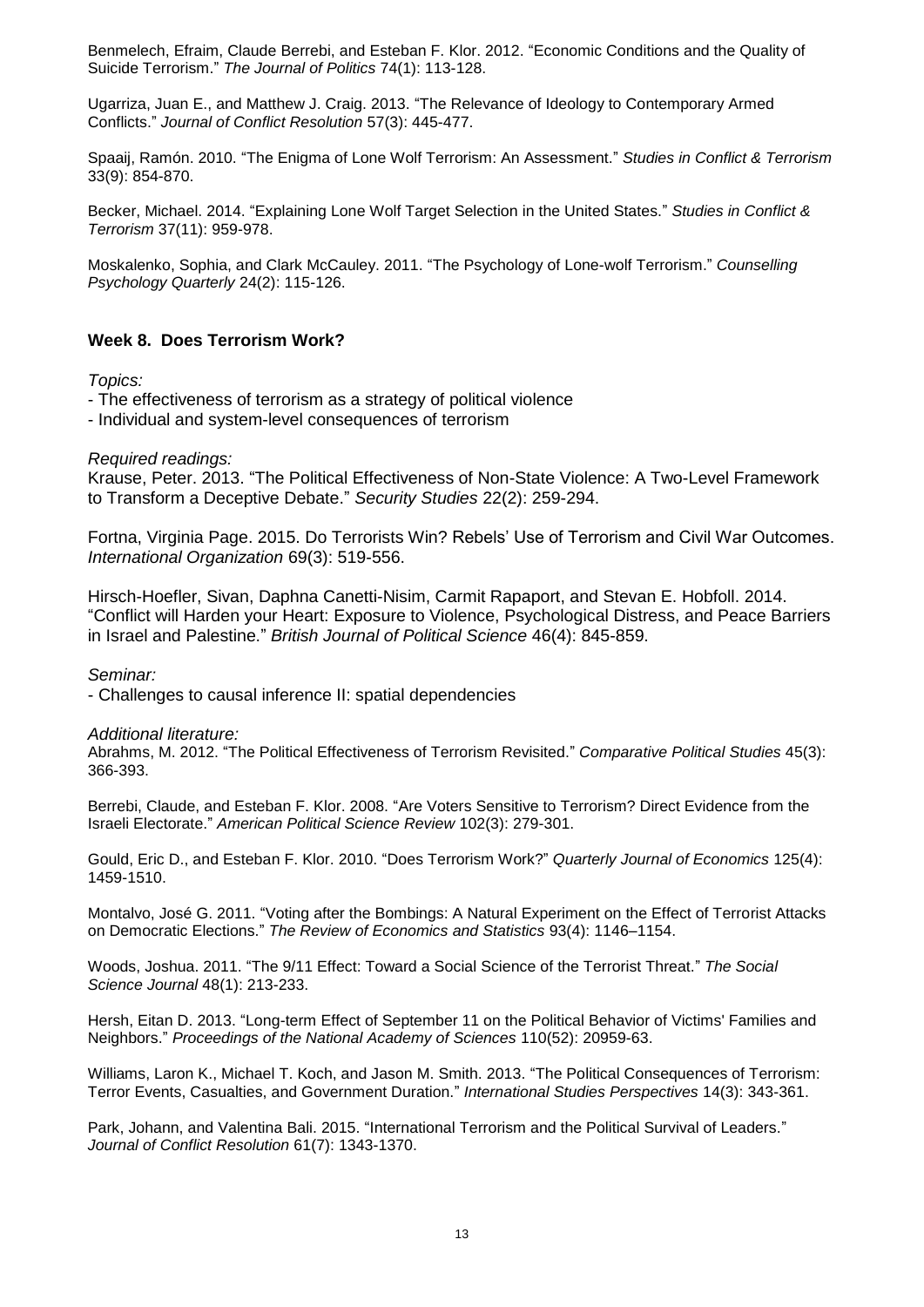Benmelech, Efraim, Claude Berrebi, and Esteban F. Klor. 2012. "Economic Conditions and the Quality of Suicide Terrorism." *The Journal of Politics* 74(1): 113-128.

Ugarriza, Juan E., and Matthew J. Craig. 2013. "The Relevance of Ideology to Contemporary Armed Conflicts." *Journal of Conflict Resolution* 57(3): 445-477.

Spaaij, Ramón. 2010. "The Enigma of Lone Wolf Terrorism: An Assessment." *Studies in Conflict & Terrorism* 33(9): 854-870.

Becker, Michael. 2014. "Explaining Lone Wolf Target Selection in the United States." *Studies in Conflict & Terrorism* 37(11): 959-978.

Moskalenko, Sophia, and Clark McCauley. 2011. "The Psychology of Lone-wolf Terrorism." *Counselling Psychology Quarterly* 24(2): 115-126.

## Week 8. Does Terrorism Work?

*Topics:*

- The effectiveness of terrorism as a strategy of political violence
- Individual and system-level consequences of terrorism

*Required readings:*

Krause, Peter. 2013. "The Political Effectiveness of Non-State Violence: A Two-Level Framework to Transform a Deceptive Debate." *Security Studies* 22(2): 259-294.

Fortna, Virginia Page. 2015. Do Terrorists Win? Rebels' Use of Terrorism and Civil War Outcomes. *International Organization* 69(3): 519-556.

Hirsch-Hoefler, Sivan, Daphna Canetti-Nisim, Carmit Rapaport, and Stevan E. Hobfoll. 2014. "Conflict will Harden your Heart: Exposure to Violence, Psychological Distress, and Peace Barriers in Israel and Palestine." *British Journal of Political Science* 46(4): 845-859.

*Seminar:*

- Challenges to causal inference II: spatial dependencies

*Additional literature:*

Abrahms, M. 2012. "The Political Effectiveness of Terrorism Revisited." *Comparative Political Studies* 45(3): 366-393.

Berrebi, Claude, and Esteban F. Klor. 2008. "Are Voters Sensitive to Terrorism? Direct Evidence from the Israeli Electorate." *American Political Science Review* 102(3): 279-301.

Gould, Eric D., and Esteban F. Klor. 2010. "Does Terrorism Work?" *Quarterly Journal of Economics* 125(4): 1459-1510.

Montalvo, José G. 2011. "Voting after the Bombings: A Natural Experiment on the Effect of Terrorist Attacks on Democratic Elections." *The Review of Economics and Statistics* 93(4): 1146–1154.

Woods, Joshua. 2011. "The 9/11 Effect: Toward a Social Science of the Terrorist Threat." *The Social Science Journal* 48(1): 213-233.

Hersh, Eitan D. 2013. "Long-term Effect of September 11 on the Political Behavior of Victims' Families and Neighbors." *Proceedings of the National Academy of Sciences* 110(52): 20959-63.

Williams, Laron K., Michael T. Koch, and Jason M. Smith. 2013. "The Political Consequences of Terrorism: Terror Events, Casualties, and Government Duration." *International Studies Perspectives* 14(3): 343-361.

Park, Johann, and Valentina Bali. 2015. "International Terrorism and the Political Survival of Leaders." *Journal of Conflict Resolution* 61(7): 1343-1370.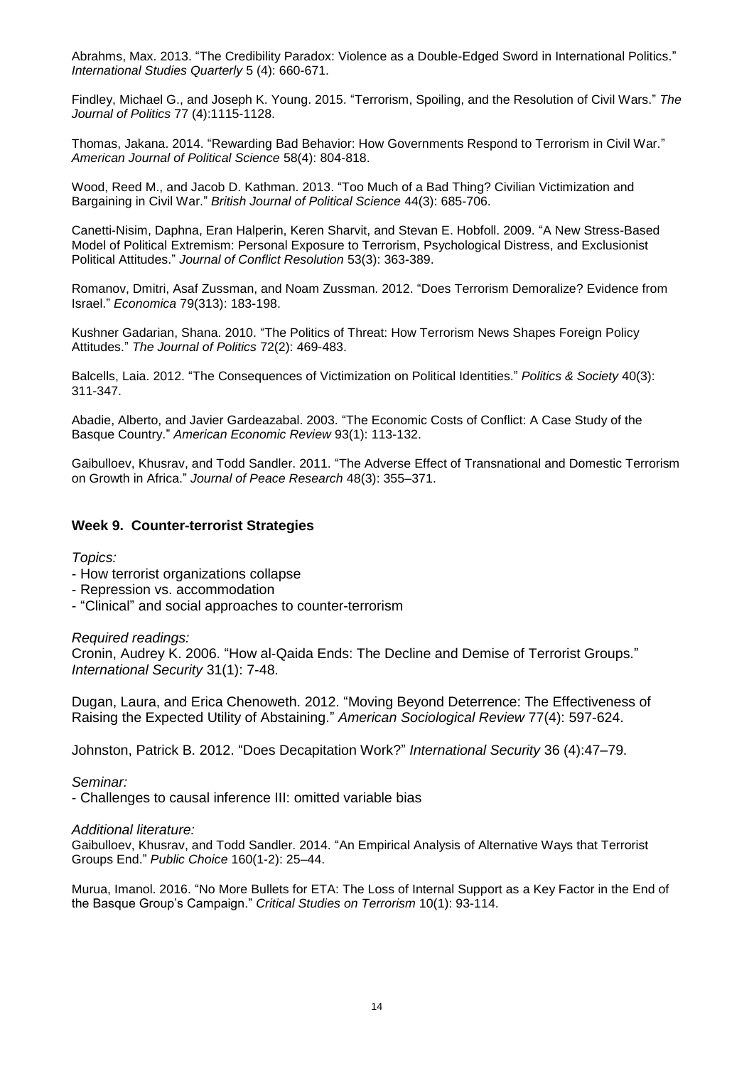Abrahms, Max. 2013. "The Credibility Paradox: Violence as a Double-Edged Sword in International Politics." *International Studies Quarterly* 5 (4): 660-671.

Findley, Michael G., and Joseph K. Young. 2015. "Terrorism, Spoiling, and the Resolution of Civil Wars." *The Journal of Politics* 77 (4):1115-1128.

Thomas, Jakana. 2014. "Rewarding Bad Behavior: How Governments Respond to Terrorism in Civil War." *American Journal of Political Science* 58(4): 804-818.

Wood, Reed M., and Jacob D. Kathman. 2013. "Too Much of a Bad Thing? Civilian Victimization and Bargaining in Civil War." *British Journal of Political Science* 44(3): 685-706.

Canetti-Nisim, Daphna, Eran Halperin, Keren Sharvit, and Stevan E. Hobfoll. 2009. "A New Stress-Based Model of Political Extremism: Personal Exposure to Terrorism, Psychological Distress, and Exclusionist Political Attitudes." *Journal of Conflict Resolution* 53(3): 363-389.

Romanov, Dmitri, Asaf Zussman, and Noam Zussman. 2012. "Does Terrorism Demoralize? Evidence from Israel." *Economica* 79(313): 183-198.

Kushner Gadarian, Shana. 2010. "The Politics of Threat: How Terrorism News Shapes Foreign Policy Attitudes." *The Journal of Politics* 72(2): 469-483.

Balcells, Laia. 2012. "The Consequences of Victimization on Political Identities." *Politics & Society* 40(3): 311-347.

Abadie, Alberto, and Javier Gardeazabal. 2003. "The Economic Costs of Conflict: A Case Study of the Basque Country." *American Economic Review* 93(1): 113-132.

Gaibulloev, Khusrav, and Todd Sandler. 2011. "The Adverse Effect of Transnational and Domestic Terrorism on Growth in Africa." *Journal of Peace Research* 48(3): 355–371.

## Week 9. Counter-terrorist Strategies

*Topics:*

- How terrorist organizations collapse
- Repression vs. accommodation
- "Clinical" and social approaches to counter-terrorism

*Required readings:*

Cronin, Audrey K. 2006. "How al-Qaida Ends: The Decline and Demise of Terrorist Groups." *International Security* 31(1): 7-48.

Dugan, Laura, and Erica Chenoweth. 2012. "Moving Beyond Deterrence: The Effectiveness of Raising the Expected Utility of Abstaining." *American Sociological Review* 77(4): 597-624.

Johnston, Patrick B. 2012. "Does Decapitation Work?" *International Security* 36 (4):47–79.

*Seminar:*

- Challenges to causal inference III: omitted variable bias

*Additional literature:*

Gaibulloev, Khusrav, and Todd Sandler. 2014. "An Empirical Analysis of Alternative Ways that Terrorist Groups End." *Public Choice* 160(1-2): 25–44.

Murua, Imanol. 2016. "No More Bullets for ETA: The Loss of Internal Support as a Key Factor in the End of the Basque Group's Campaign." *Critical Studies on Terrorism* 10(1): 93-114.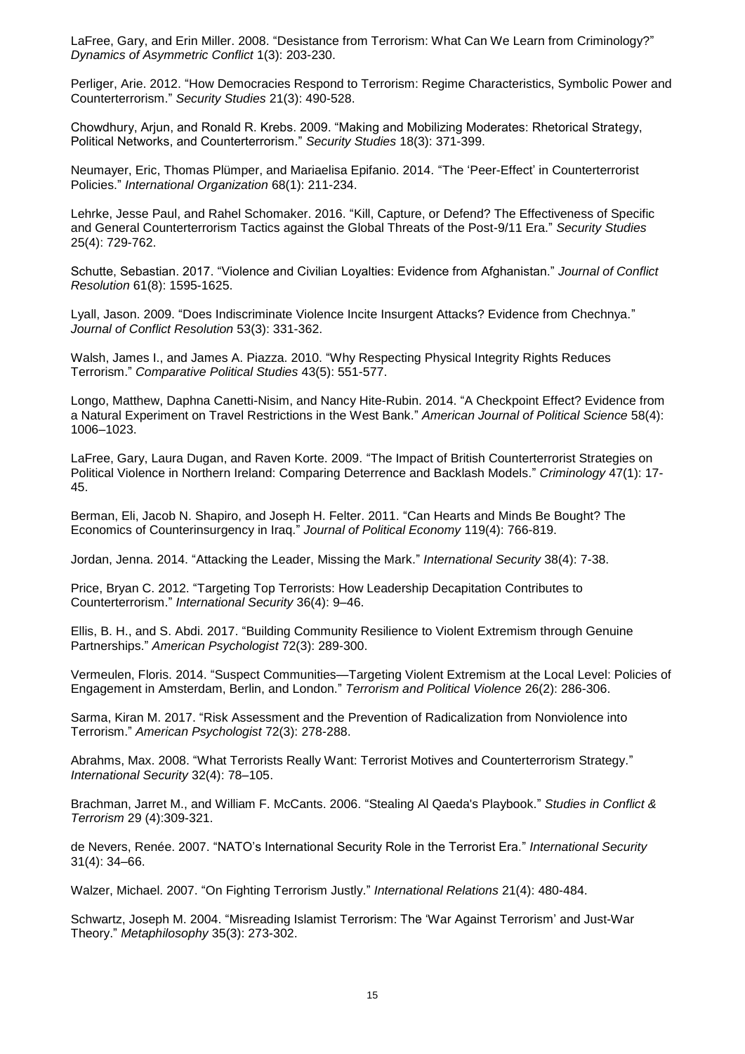LaFree, Gary, and Erin Miller. 2008. “Desistance from Terrorism: What Can We Learn from Criminology?” *Dynamics of Asymmetric Conflict* 1(3): 203-230.

Perliger, Arie. 2012. “How Democracies Respond to Terrorism: Regime Characteristics, Symbolic Power and Counterterrorism.” *Security Studies* 21(3): 490-528.

Chowdhury, Arjun, and Ronald R. Krebs. 2009. “Making and Mobilizing Moderates: Rhetorical Strategy, Political Networks, and Counterterrorism.” *Security Studies* 18(3): 371-399.

Neumayer, Eric, Thomas Plümper, and Mariaelisa Epifanio. 2014. “The ‘Peer-Effect’ in Counterterrorist Policies.” *International Organization* 68(1): 211-234.

Lehrke, Jesse Paul, and Rahel Schomaker. 2016. “Kill, Capture, or Defend? The Effectiveness of Specific and General Counterterrorism Tactics against the Global Threats of the Post-9/11 Era.” *Security Studies* 25(4): 729-762.

Schutte, Sebastian. 2017. “Violence and Civilian Loyalties: Evidence from Afghanistan.” *Journal of Conflict Resolution* 61(8): 1595-1625.

Lyall, Jason. 2009. “Does Indiscriminate Violence Incite Insurgent Attacks? Evidence from Chechnya.” *Journal of Conflict Resolution* 53(3): 331-362.

Walsh, James I., and James A. Piazza. 2010. “Why Respecting Physical Integrity Rights Reduces Terrorism.” *Comparative Political Studies* 43(5): 551-577.

Longo, Matthew, Daphna Canetti-Nisim, and Nancy Hite-Rubin. 2014. “A Checkpoint Effect? Evidence from a Natural Experiment on Travel Restrictions in the West Bank.” *American Journal of Political Science* 58(4): 1006–1023.

LaFree, Gary, Laura Dugan, and Raven Korte. 2009. “The Impact of British Counterterrorist Strategies on Political Violence in Northern Ireland: Comparing Deterrence and Backlash Models.” *Criminology* 47(1): 17-45.

Berman, Eli, Jacob N. Shapiro, and Joseph H. Felter. 2011. “Can Hearts and Minds Be Bought? The Economics of Counterinsurgency in Iraq.” *Journal of Political Economy* 119(4): 766-819.

Jordan, Jenna. 2014. “Attacking the Leader, Missing the Mark.” *International Security* 38(4): 7-38.

Price, Bryan C. 2012. “Targeting Top Terrorists: How Leadership Decapitation Contributes to Counterterrorism.” *International Security* 36(4): 9–46.

Ellis, B. H., and S. Abdi. 2017. “Building Community Resilience to Violent Extremism through Genuine Partnerships.” *American Psychologist* 72(3): 289-300.

Vermeulen, Floris. 2014. “Suspect Communities—Targeting Violent Extremism at the Local Level: Policies of Engagement in Amsterdam, Berlin, and London.” *Terrorism and Political Violence* 26(2): 286-306.

Sarma, Kiran M. 2017. “Risk Assessment and the Prevention of Radicalization from Nonviolence into Terrorism.” *American Psychologist* 72(3): 278-288.

Abrahms, Max. 2008. “What Terrorists Really Want: Terrorist Motives and Counterterrorism Strategy.” *International Security* 32(4): 78–105.

Brachman, Jarret M., and William F. McCants. 2006. “Stealing Al Qaeda's Playbook.” *Studies in Conflict & Terrorism* 29 (4):309-321.

de Nevers, Renée. 2007. “NATO’s International Security Role in the Terrorist Era.” *International Security* 31(4): 34–66.

Walzer, Michael. 2007. “On Fighting Terrorism Justly.” *International Relations* 21(4): 480-484.

Schwartz, Joseph M. 2004. “Misreading Islamist Terrorism: The ‘War Against Terrorism’ and Just-War Theory.” *Metaphilosophy* 35(3): 273-302.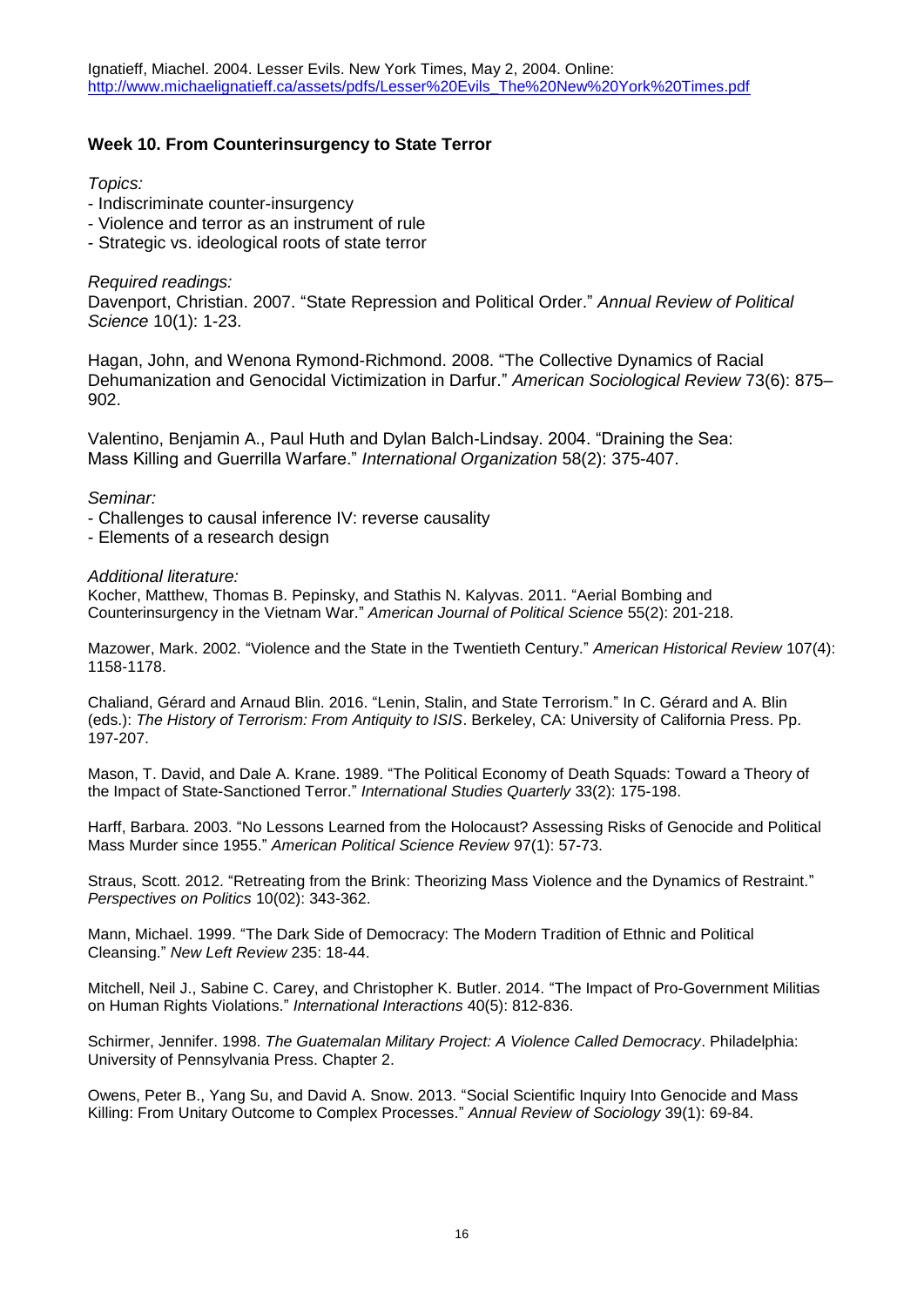Ignatieff, Miachel. 2004. Lesser Evils. New York Times, May 2, 2004. Online: http://www.michaelignatieff.ca/assets/pdfs/Lesser%20Evils_The%20New%20York%20Times.pdf

### Week 10. From Counterinsurgency to State Terror

*Topics:*

- Indiscriminate counter-insurgency
- Violence and terror as an instrument of rule
- Strategic vs. ideological roots of state terror

*Required readings:*

Davenport, Christian. 2007. "State Repression and Political Order." *Annual Review of Political Science* 10(1): 1-23.

Hagan, John, and Wenona Rymond-Richmond. 2008. "The Collective Dynamics of Racial Dehumanization and Genocidal Victimization in Darfur." *American Sociological Review* 73(6): 875–902.

Valentino, Benjamin A., Paul Huth and Dylan Balch-Lindsay. 2004. "Draining the Sea: Mass Killing and Guerrilla Warfare." *International Organization* 58(2): 375-407.

*Seminar:*

- Challenges to causal inference IV: reverse causality
- Elements of a research design

*Additional literature:*

Kocher, Matthew, Thomas B. Pepinsky, and Stathis N. Kalyvas. 2011. "Aerial Bombing and Counterinsurgency in the Vietnam War." *American Journal of Political Science* 55(2): 201-218.

Mazower, Mark. 2002. "Violence and the State in the Twentieth Century." *American Historical Review* 107(4): 1158-1178.

Chaliand, Gérard and Arnaud Blin. 2016. "Lenin, Stalin, and State Terrorism." In C. Gérard and A. Blin (eds.): *The History of Terrorism: From Antiquity to ISIS*. Berkeley, CA: University of California Press. Pp. 197-207.

Mason, T. David, and Dale A. Krane. 1989. "The Political Economy of Death Squads: Toward a Theory of the Impact of State-Sanctioned Terror." *International Studies Quarterly* 33(2): 175-198.

Harff, Barbara. 2003. "No Lessons Learned from the Holocaust? Assessing Risks of Genocide and Political Mass Murder since 1955." *American Political Science Review* 97(1): 57-73.

Straus, Scott. 2012. "Retreating from the Brink: Theorizing Mass Violence and the Dynamics of Restraint." *Perspectives on Politics* 10(02): 343-362.

Mann, Michael. 1999. "The Dark Side of Democracy: The Modern Tradition of Ethnic and Political Cleansing." *New Left Review* 235: 18-44.

Mitchell, Neil J., Sabine C. Carey, and Christopher K. Butler. 2014. "The Impact of Pro-Government Militias on Human Rights Violations." *International Interactions* 40(5): 812-836.

Schirmer, Jennifer. 1998. *The Guatemalan Military Project: A Violence Called Democracy*. Philadelphia: University of Pennsylvania Press. Chapter 2.

Owens, Peter B., Yang Su, and David A. Snow. 2013. "Social Scientific Inquiry Into Genocide and Mass Killing: From Unitary Outcome to Complex Processes." *Annual Review of Sociology* 39(1): 69-84.